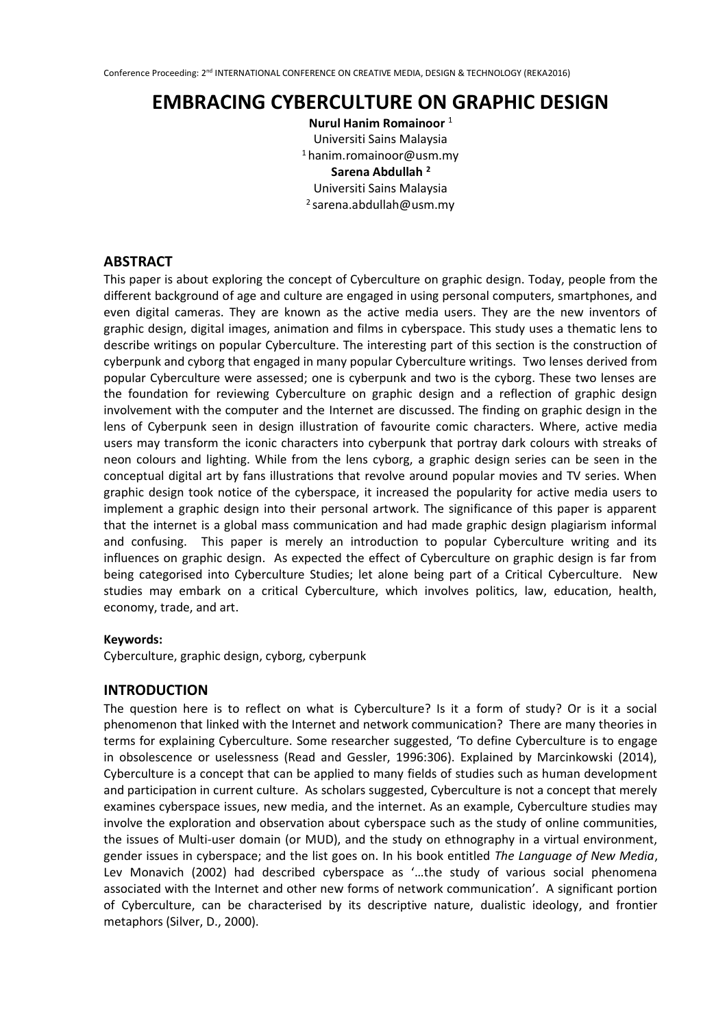# EMBRACING CYBERCULTURE ON GRAPHIC DESIGN

**Nurul Hanim Romainoor** [1]
Universiti Sains Malaysia
[1] hanim.romainoor@usm.my

**Sarena Abdullah** [2]
Universiti Sains Malaysia
[2] sarena.abdullah@usm.my

## ABSTRACT

This paper is about exploring the concept of Cyberculture on graphic design. Today, people from the different background of age and culture are engaged in using personal computers, smartphones, and even digital cameras. They are known as the active media users. They are the new inventors of graphic design, digital images, animation and films in cyberspace. This study uses a thematic lens to describe writings on popular Cyberculture. The interesting part of this section is the construction of cyberpunk and cyborg that engaged in many popular Cyberculture writings. Two lenses derived from popular Cyberculture were assessed; one is cyberpunk and two is the cyborg. These two lenses are the foundation for reviewing Cyberculture on graphic design and a reflection of graphic design involvement with the computer and the Internet are discussed. The finding on graphic design in the lens of Cyberpunk seen in design illustration of favourite comic characters. Where, active media users may transform the iconic characters into cyberpunk that portray dark colours with streaks of neon colours and lighting. While from the lens cyborg, a graphic design series can be seen in the conceptual digital art by fans illustrations that revolve around popular movies and TV series. When graphic design took notice of the cyberspace, it increased the popularity for active media users to implement a graphic design into their personal artwork. The significance of this paper is apparent that the internet is a global mass communication and had made graphic design plagiarism informal and confusing. This paper is merely an introduction to popular Cyberculture writing and its influences on graphic design. As expected the effect of Cyberculture on graphic design is far from being categorised into Cyberculture Studies; let alone being part of a Critical Cyberculture. New studies may embark on a critical Cyberculture, which involves politics, law, education, health, economy, trade, and art.

**Keywords:**
Cyberculture, graphic design, cyborg, cyberpunk

## INTRODUCTION

The question here is to reflect on what is Cyberculture? Is it a form of study? Or is it a social phenomenon that linked with the Internet and network communication? There are many theories in terms for explaining Cyberculture. Some researcher suggested, 'To define Cyberculture is to engage in obsolescence or uselessness (Read and Gessler, 1996:306). Explained by Marcinkowski (2014), Cyberculture is a concept that can be applied to many fields of studies such as human development and participation in current culture. As scholars suggested, Cyberculture is not a concept that merely examines cyberspace issues, new media, and the internet. As an example, Cyberculture studies may involve the exploration and observation about cyberspace such as the study of online communities, the issues of Multi-user domain (or MUD), and the study on ethnography in a virtual environment, gender issues in cyberspace; and the list goes on. In his book entitled *The Language of New Media*, Lev Monavich (2002) had described cyberspace as '…the study of various social phenomena associated with the Internet and other new forms of network communication'. A significant portion of Cyberculture, can be characterised by its descriptive nature, dualistic ideology, and frontier metaphors (Silver, D., 2000).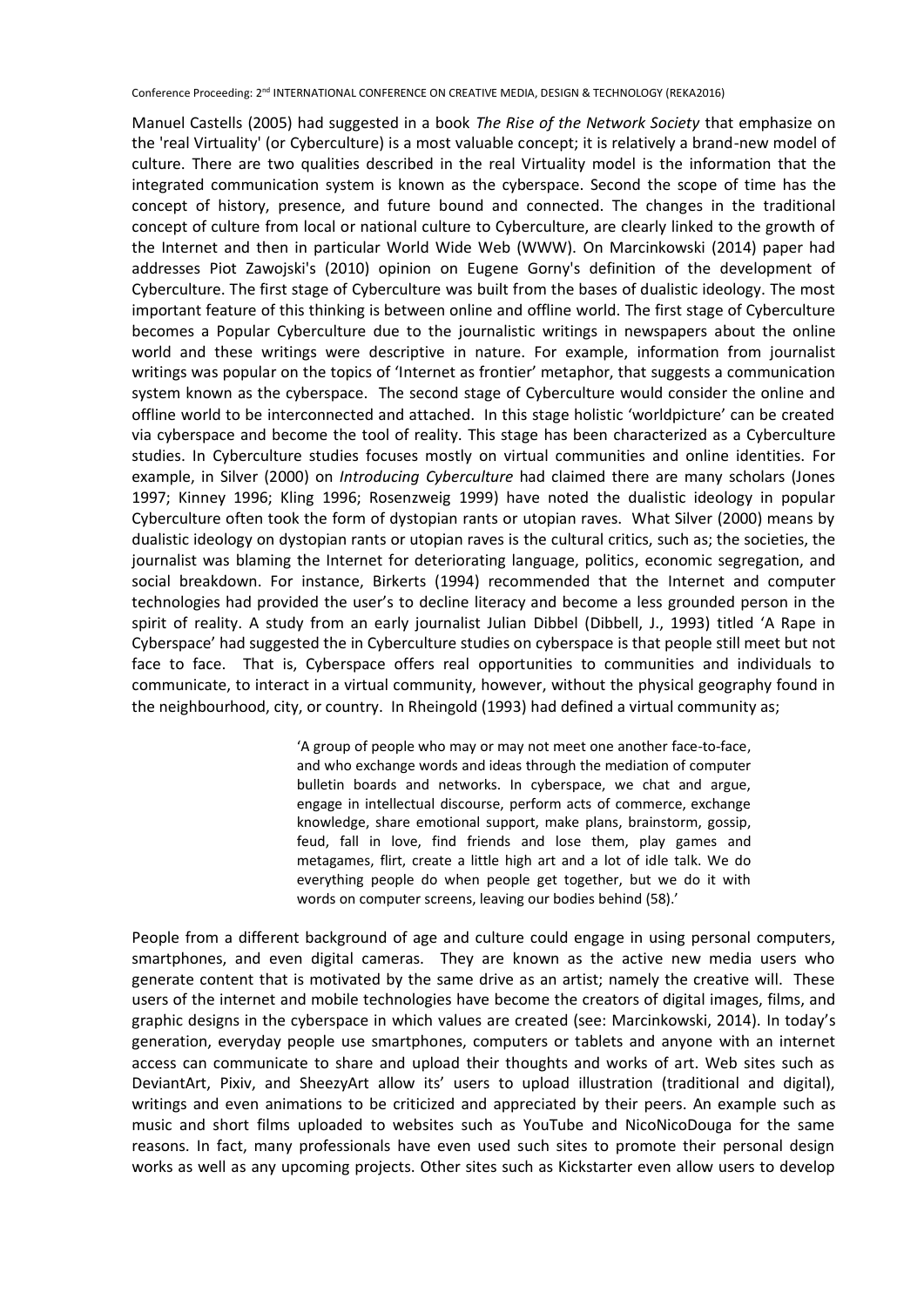Manuel Castells (2005) had suggested in a book *The Rise of the Network Society* that emphasize on the 'real Virtuality' (or Cyberculture) is a most valuable concept; it is relatively a brand-new model of culture. There are two qualities described in the real Virtuality model is the information that the integrated communication system is known as the cyberspace. Second the scope of time has the concept of history, presence, and future bound and connected. The changes in the traditional concept of culture from local or national culture to Cyberculture, are clearly linked to the growth of the Internet and then in particular World Wide Web (WWW). On Marcinkowski (2014) paper had addresses Piot Zawojski's (2010) opinion on Eugene Gorny's definition of the development of Cyberculture. The first stage of Cyberculture was built from the bases of dualistic ideology. The most important feature of this thinking is between online and offline world. The first stage of Cyberculture becomes a Popular Cyberculture due to the journalistic writings in newspapers about the online world and these writings were descriptive in nature. For example, information from journalist writings was popular on the topics of 'Internet as frontier' metaphor, that suggests a communication system known as the cyberspace. The second stage of Cyberculture would consider the online and offline world to be interconnected and attached. In this stage holistic 'worldpicture' can be created via cyberspace and become the tool of reality. This stage has been characterized as a Cyberculture studies. In Cyberculture studies focuses mostly on virtual communities and online identities. For example, in Silver (2000) on *Introducing Cyberculture* had claimed there are many scholars (Jones 1997; Kinney 1996; Kling 1996; Rosenzweig 1999) have noted the dualistic ideology in popular Cyberculture often took the form of dystopian rants or utopian raves. What Silver (2000) means by dualistic ideology on dystopian rants or utopian raves is the cultural critics, such as; the societies, the journalist was blaming the Internet for deteriorating language, politics, economic segregation, and social breakdown. For instance, Birkerts (1994) recommended that the Internet and computer technologies had provided the user's to decline literacy and become a less grounded person in the spirit of reality. A study from an early journalist Julian Dibbel (Dibbell, J., 1993) titled 'A Rape in Cyberspace' had suggested the in Cyberculture studies on cyberspace is that people still meet but not face to face. That is, Cyberspace offers real opportunities to communities and individuals to communicate, to interact in a virtual community, however, without the physical geography found in the neighbourhood, city, or country. In Rheingold (1993) had defined a virtual community as;

> 'A group of people who may or may not meet one another face-to-face, and who exchange words and ideas through the mediation of computer bulletin boards and networks. In cyberspace, we chat and argue, engage in intellectual discourse, perform acts of commerce, exchange knowledge, share emotional support, make plans, brainstorm, gossip, feud, fall in love, find friends and lose them, play games and metagames, flirt, create a little high art and a lot of idle talk. We do everything people do when people get together, but we do it with words on computer screens, leaving our bodies behind (58).'

People from a different background of age and culture could engage in using personal computers, smartphones, and even digital cameras. They are known as the active new media users who generate content that is motivated by the same drive as an artist; namely the creative will. These users of the internet and mobile technologies have become the creators of digital images, films, and graphic designs in the cyberspace in which values are created (see: Marcinkowski, 2014). In today's generation, everyday people use smartphones, computers or tablets and anyone with an internet access can communicate to share and upload their thoughts and works of art. Web sites such as DeviantArt, Pixiv, and SheezyArt allow its' users to upload illustration (traditional and digital), writings and even animations to be criticized and appreciated by their peers. An example such as music and short films uploaded to websites such as YouTube and NicoNicoDouga for the same reasons. In fact, many professionals have even used such sites to promote their personal design works as well as any upcoming projects. Other sites such as Kickstarter even allow users to develop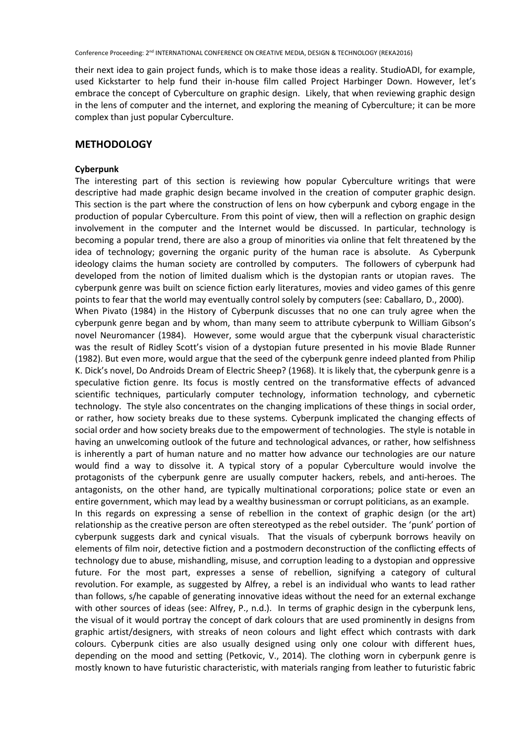their next idea to gain project funds, which is to make those ideas a reality. StudioADI, for example, used Kickstarter to help fund their in-house film called Project Harbinger Down. However, let's embrace the concept of Cyberculture on graphic design. Likely, that when reviewing graphic design in the lens of computer and the internet, and exploring the meaning of Cyberculture; it can be more complex than just popular Cyberculture.

## METHODOLOGY

### Cyberpunk

The interesting part of this section is reviewing how popular Cyberculture writings that were descriptive had made graphic design became involved in the creation of computer graphic design. This section is the part where the construction of lens on how cyberpunk and cyborg engage in the production of popular Cyberculture. From this point of view, then will a reflection on graphic design involvement in the computer and the Internet would be discussed. In particular, technology is becoming a popular trend, there are also a group of minorities via online that felt threatened by the idea of technology; governing the organic purity of the human race is absolute. As Cyberpunk ideology claims the human society are controlled by computers. The followers of cyberpunk had developed from the notion of limited dualism which is the dystopian rants or utopian raves. The cyberpunk genre was built on science fiction early literatures, movies and video games of this genre points to fear that the world may eventually control solely by computers (see: Caballaro, D., 2000).

When Pivato (1984) in the History of Cyberpunk discusses that no one can truly agree when the cyberpunk genre began and by whom, than many seem to attribute cyberpunk to William Gibson's novel Neuromancer (1984). However, some would argue that the cyberpunk visual characteristic was the result of Ridley Scott's vision of a dystopian future presented in his movie Blade Runner (1982). But even more, would argue that the seed of the cyberpunk genre indeed planted from Philip K. Dick's novel, Do Androids Dream of Electric Sheep? (1968). It is likely that, the cyberpunk genre is a speculative fiction genre. Its focus is mostly centred on the transformative effects of advanced scientific techniques, particularly computer technology, information technology, and cybernetic technology. The style also concentrates on the changing implications of these things in social order, or rather, how society breaks due to these systems. Cyberpunk implicated the changing effects of social order and how society breaks due to the empowerment of technologies. The style is notable in having an unwelcoming outlook of the future and technological advances, or rather, how selfishness is inherently a part of human nature and no matter how advance our technologies are our nature would find a way to dissolve it. A typical story of a popular Cyberculture would involve the protagonists of the cyberpunk genre are usually computer hackers, rebels, and anti-heroes. The antagonists, on the other hand, are typically multinational corporations; police state or even an entire government, which may lead by a wealthy businessman or corrupt politicians, as an example.

In this regards on expressing a sense of rebellion in the context of graphic design (or the art) relationship as the creative person are often stereotyped as the rebel outsider. The 'punk' portion of cyberpunk suggests dark and cynical visuals. That the visuals of cyberpunk borrows heavily on elements of film noir, detective fiction and a postmodern deconstruction of the conflicting effects of technology due to abuse, mishandling, misuse, and corruption leading to a dystopian and oppressive future. For the most part, expresses a sense of rebellion, signifying a category of cultural revolution. For example, as suggested by Alfrey, a rebel is an individual who wants to lead rather than follows, s/he capable of generating innovative ideas without the need for an external exchange with other sources of ideas (see: Alfrey, P., n.d.). In terms of graphic design in the cyberpunk lens, the visual of it would portray the concept of dark colours that are used prominently in designs from graphic artist/designers, with streaks of neon colours and light effect which contrasts with dark colours. Cyberpunk cities are also usually designed using only one colour with different hues, depending on the mood and setting (Petkovic, V., 2014). The clothing worn in cyberpunk genre is mostly known to have futuristic characteristic, with materials ranging from leather to futuristic fabric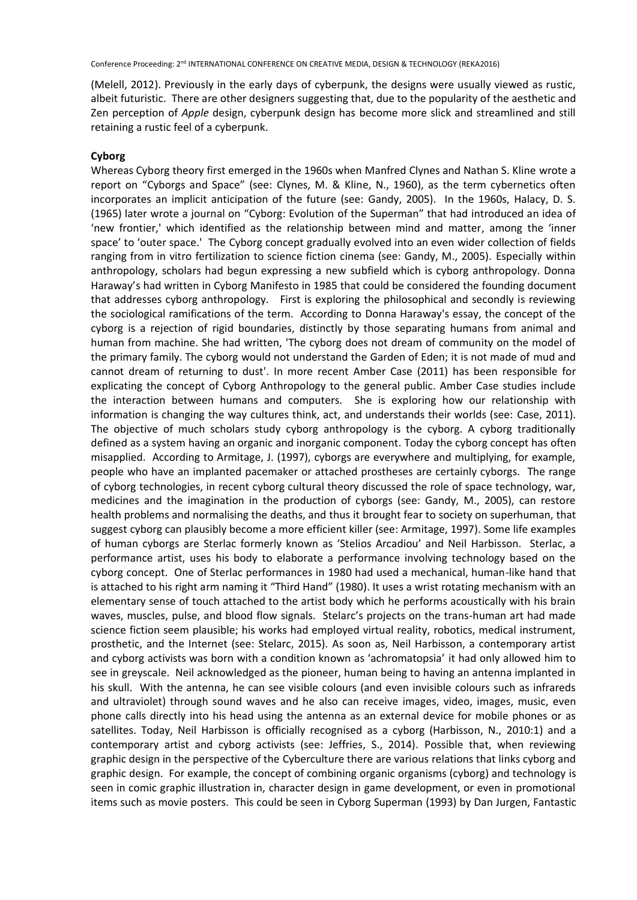(Melell, 2012). Previously in the early days of cyberpunk, the designs were usually viewed as rustic, albeit futuristic. There are other designers suggesting that, due to the popularity of the aesthetic and Zen perception of *Apple* design, cyberpunk design has become more slick and streamlined and still retaining a rustic feel of a cyberpunk.

**Cyborg**

Whereas Cyborg theory first emerged in the 1960s when Manfred Clynes and Nathan S. Kline wrote a report on "Cyborgs and Space" (see: Clynes, M. & Kline, N., 1960), as the term cybernetics often incorporates an implicit anticipation of the future (see: Gandy, 2005). In the 1960s, Halacy, D. S. (1965) later wrote a journal on "Cyborg: Evolution of the Superman" that had introduced an idea of 'new frontier,' which identified as the relationship between mind and matter, among the 'inner space' to 'outer space.' The Cyborg concept gradually evolved into an even wider collection of fields ranging from in vitro fertilization to science fiction cinema (see: Gandy, M., 2005). Especially within anthropology, scholars had begun expressing a new subfield which is cyborg anthropology. Donna Haraway's had written in Cyborg Manifesto in 1985 that could be considered the founding document that addresses cyborg anthropology. First is exploring the philosophical and secondly is reviewing the sociological ramifications of the term. According to Donna Haraway's essay, the concept of the cyborg is a rejection of rigid boundaries, distinctly by those separating humans from animal and human from machine. She had written, 'The cyborg does not dream of community on the model of the primary family. The cyborg would not understand the Garden of Eden; it is not made of mud and cannot dream of returning to dust'. In more recent Amber Case (2011) has been responsible for explicating the concept of Cyborg Anthropology to the general public. Amber Case studies include the interaction between humans and computers. She is exploring how our relationship with information is changing the way cultures think, act, and understands their worlds (see: Case, 2011). The objective of much scholars study cyborg anthropology is the cyborg. A cyborg traditionally defined as a system having an organic and inorganic component. Today the cyborg concept has often misapplied. According to Armitage, J. (1997), cyborgs are everywhere and multiplying, for example, people who have an implanted pacemaker or attached prostheses are certainly cyborgs. The range of cyborg technologies, in recent cyborg cultural theory discussed the role of space technology, war, medicines and the imagination in the production of cyborgs (see: Gandy, M., 2005), can restore health problems and normalising the deaths, and thus it brought fear to society on superhuman, that suggest cyborg can plausibly become a more efficient killer (see: Armitage, 1997). Some life examples of human cyborgs are Sterlac formerly known as 'Stelios Arcadiou' and Neil Harbisson. Sterlac, a performance artist, uses his body to elaborate a performance involving technology based on the cyborg concept. One of Sterlac performances in 1980 had used a mechanical, human-like hand that is attached to his right arm naming it "Third Hand" (1980). It uses a wrist rotating mechanism with an elementary sense of touch attached to the artist body which he performs acoustically with his brain waves, muscles, pulse, and blood flow signals. Stelarc's projects on the trans-human art had made science fiction seem plausible; his works had employed virtual reality, robotics, medical instrument, prosthetic, and the Internet (see: Stelarc, 2015). As soon as, Neil Harbisson, a contemporary artist and cyborg activists was born with a condition known as 'achromatopsia' it had only allowed him to see in greyscale. Neil acknowledged as the pioneer, human being to having an antenna implanted in his skull. With the antenna, he can see visible colours (and even invisible colours such as infrareds and ultraviolet) through sound waves and he also can receive images, video, images, music, even phone calls directly into his head using the antenna as an external device for mobile phones or as satellites. Today, Neil Harbisson is officially recognised as a cyborg (Harbisson, N., 2010:1) and a contemporary artist and cyborg activists (see: Jeffries, S., 2014). Possible that, when reviewing graphic design in the perspective of the Cyberculture there are various relations that links cyborg and graphic design. For example, the concept of combining organic organisms (cyborg) and technology is seen in comic graphic illustration in, character design in game development, or even in promotional items such as movie posters. This could be seen in Cyborg Superman (1993) by Dan Jurgen, Fantastic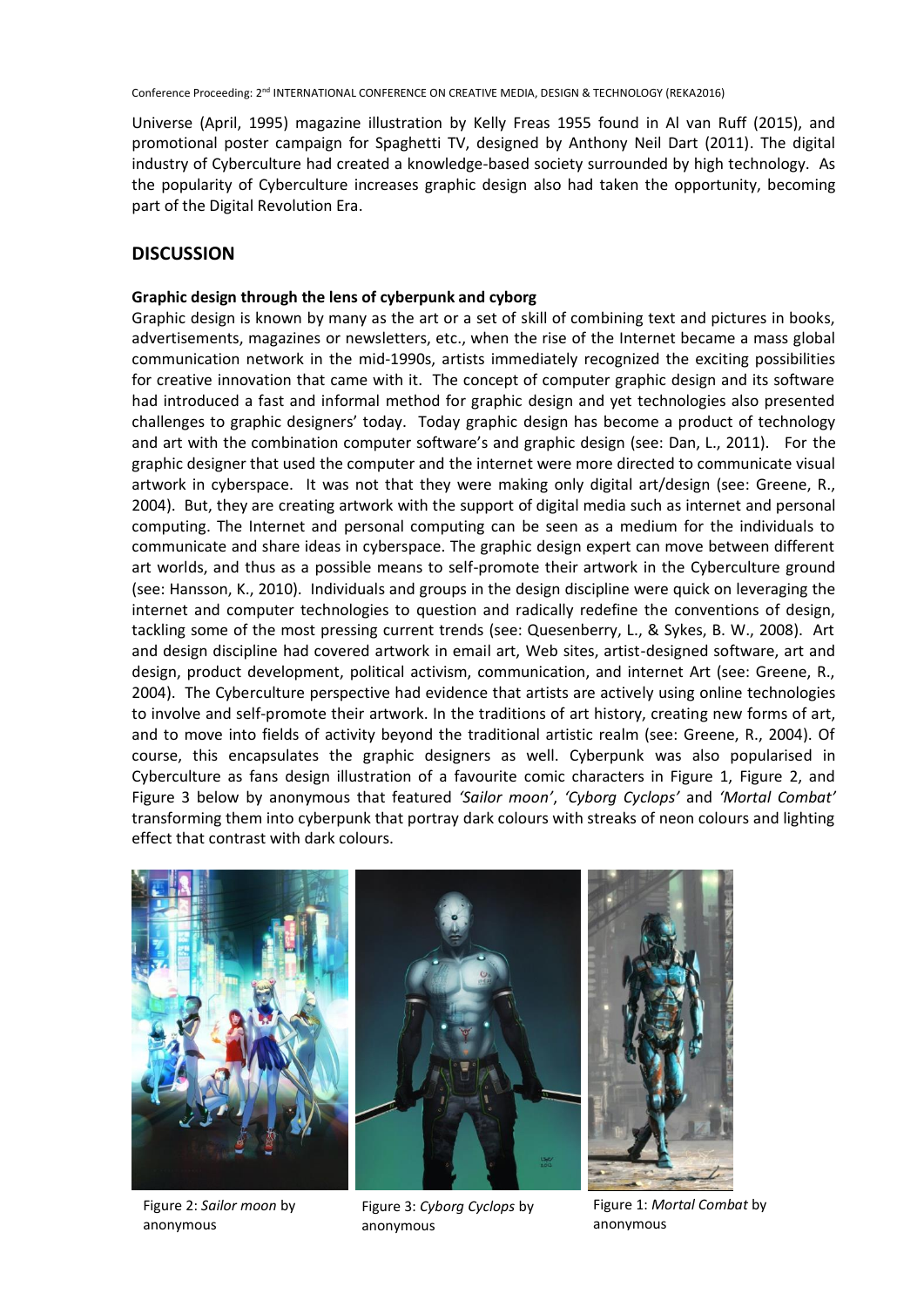Universe (April, 1995) magazine illustration by Kelly Freas 1955 found in Al van Ruff (2015), and promotional poster campaign for Spaghetti TV, designed by Anthony Neil Dart (2011). The digital industry of Cyberculture had created a knowledge-based society surrounded by high technology. As the popularity of Cyberculture increases graphic design also had taken the opportunity, becoming part of the Digital Revolution Era.

## DISCUSSION

### Graphic design through the lens of cyberpunk and cyborg

Graphic design is known by many as the art or a set of skill of combining text and pictures in books, advertisements, magazines or newsletters, etc., when the rise of the Internet became a mass global communication network in the mid-1990s, artists immediately recognized the exciting possibilities for creative innovation that came with it. The concept of computer graphic design and its software had introduced a fast and informal method for graphic design and yet technologies also presented challenges to graphic designers' today. Today graphic design has become a product of technology and art with the combination computer software's and graphic design (see: Dan, L., 2011). For the graphic designer that used the computer and the internet were more directed to communicate visual artwork in cyberspace. It was not that they were making only digital art/design (see: Greene, R., 2004). But, they are creating artwork with the support of digital media such as internet and personal computing. The Internet and personal computing can be seen as a medium for the individuals to communicate and share ideas in cyberspace. The graphic design expert can move between different art worlds, and thus as a possible means to self-promote their artwork in the Cyberculture ground (see: Hansson, K., 2010). Individuals and groups in the design discipline were quick on leveraging the internet and computer technologies to question and radically redefine the conventions of design, tackling some of the most pressing current trends (see: Quesenberry, L., & Sykes, B. W., 2008). Art and design discipline had covered artwork in email art, Web sites, artist-designed software, art and design, product development, political activism, communication, and internet Art (see: Greene, R., 2004). The Cyberculture perspective had evidence that artists are actively using online technologies to involve and self-promote their artwork. In the traditions of art history, creating new forms of art, and to move into fields of activity beyond the traditional artistic realm (see: Greene, R., 2004). Of course, this encapsulates the graphic designers as well. Cyberpunk was also popularised in Cyberculture as fans design illustration of a favourite comic characters in Figure 1, Figure 2, and Figure 3 below by anonymous that featured *'Sailor moon'*, *'Cyborg Cyclops'* and *'Mortal Combat'* transforming them into cyberpunk that portray dark colours with streaks of neon colours and lighting effect that contrast with dark colours.

Figure 2: *Sailor moon* by anonymous

Figure 3: *Cyborg Cyclops* by anonymous

Figure 1: *Mortal Combat* by anonymous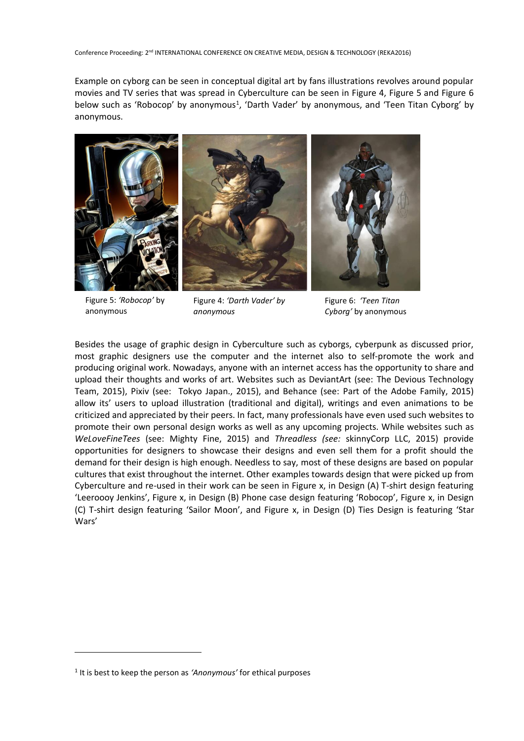Example on cyborg can be seen in conceptual digital art by fans illustrations revolves around popular movies and TV series that was spread in Cyberculture can be seen in Figure 4, Figure 5 and Figure 6 below such as 'Robocop' by anonymous[1], 'Darth Vader' by anonymous, and 'Teen Titan Cyborg' by anonymous.

Figure 5: *'Robocop'* by anonymous

Figure 4: *'Darth Vader' by anonymous*

Figure 6: *'Teen Titan Cyborg'* by anonymous

Besides the usage of graphic design in Cyberculture such as cyborgs, cyberpunk as discussed prior, most graphic designers use the computer and the internet also to self-promote the work and producing original work. Nowadays, anyone with an internet access has the opportunity to share and upload their thoughts and works of art. Websites such as DeviantArt (see: The Devious Technology Team, 2015), Pixiv (see: Tokyo Japan., 2015), and Behance (see: Part of the Adobe Family, 2015) allow its' users to upload illustration (traditional and digital), writings and even animations to be criticized and appreciated by their peers. In fact, many professionals have even used such websites to promote their own personal design works as well as any upcoming projects. While websites such as *WeLoveFineTees* (see: Mighty Fine, 2015) and *Threadless (see:* skinnyCorp LLC, 2015) provide opportunities for designers to showcase their designs and even sell them for a profit should the demand for their design is high enough. Needless to say, most of these designs are based on popular cultures that exist throughout the internet. Other examples towards design that were picked up from Cyberculture and re-used in their work can be seen in Figure x, in Design (A) T-shirt design featuring 'Leeroooy Jenkins', Figure x, in Design (B) Phone case design featuring 'Robocop', Figure x, in Design (C) T-shirt design featuring 'Sailor Moon', and Figure x, in Design (D) Ties Design is featuring 'Star Wars'

---

[1] It is best to keep the person as *'Anonymous'* for ethical purposes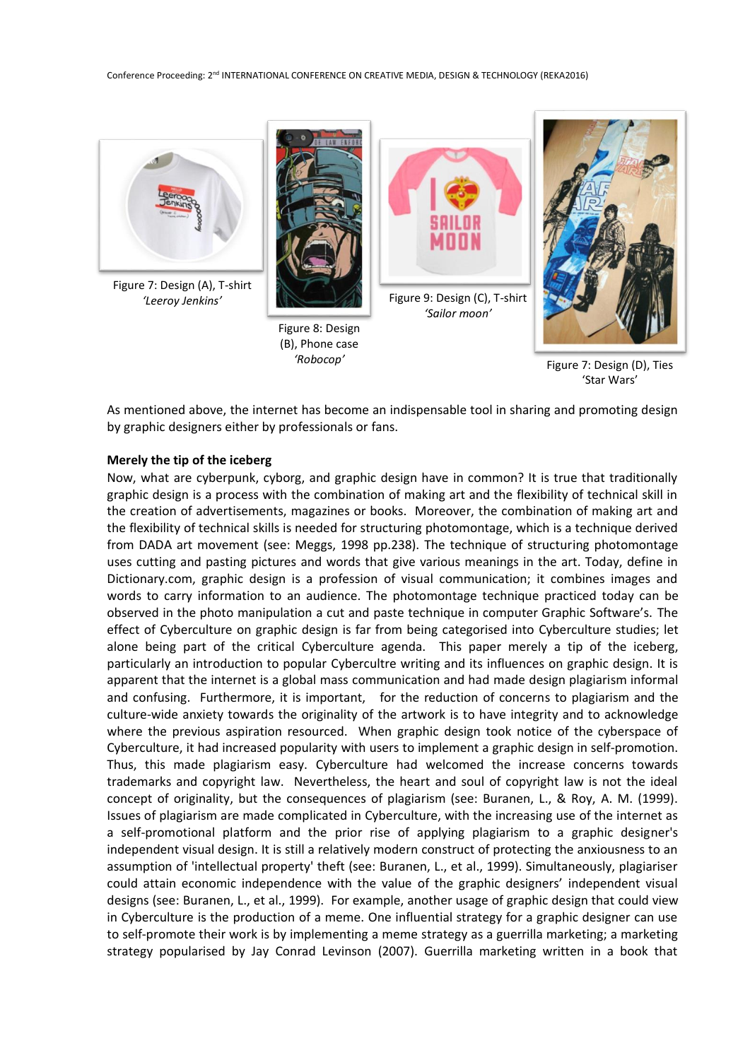Figure 7: Design (A), T-shirt *'Leeroy Jenkins'*

Figure 8: Design (B), Phone case *'Robocop'*

Figure 9: Design (C), T-shirt *'Sailor moon'*

Figure 7: Design (D), Ties 'Star Wars'

As mentioned above, the internet has become an indispensable tool in sharing and promoting design by graphic designers either by professionals or fans.

**Merely the tip of the iceberg**

Now, what are cyberpunk, cyborg, and graphic design have in common? It is true that traditionally graphic design is a process with the combination of making art and the flexibility of technical skill in the creation of advertisements, magazines or books. Moreover, the combination of making art and the flexibility of technical skills is needed for structuring photomontage, which is a technique derived from DADA art movement (see: Meggs, 1998 pp.238). The technique of structuring photomontage uses cutting and pasting pictures and words that give various meanings in the art. Today, define in Dictionary.com, graphic design is a profession of visual communication; it combines images and words to carry information to an audience. The photomontage technique practiced today can be observed in the photo manipulation a cut and paste technique in computer Graphic Software's. The effect of Cyberculture on graphic design is far from being categorised into Cyberculture studies; let alone being part of the critical Cyberculture agenda. This paper merely a tip of the iceberg, particularly an introduction to popular Cybercultre writing and its influences on graphic design. It is apparent that the internet is a global mass communication and had made design plagiarism informal and confusing. Furthermore, it is important, for the reduction of concerns to plagiarism and the culture-wide anxiety towards the originality of the artwork is to have integrity and to acknowledge where the previous aspiration resourced. When graphic design took notice of the cyberspace of Cyberculture, it had increased popularity with users to implement a graphic design in self-promotion. Thus, this made plagiarism easy. Cyberculture had welcomed the increase concerns towards trademarks and copyright law. Nevertheless, the heart and soul of copyright law is not the ideal concept of originality, but the consequences of plagiarism (see: Buranen, L., & Roy, A. M. (1999). Issues of plagiarism are made complicated in Cyberculture, with the increasing use of the internet as a self-promotional platform and the prior rise of applying plagiarism to a graphic designer's independent visual design. It is still a relatively modern construct of protecting the anxiousness to an assumption of 'intellectual property' theft (see: Buranen, L., et al., 1999). Simultaneously, plagiariser could attain economic independence with the value of the graphic designers' independent visual designs (see: Buranen, L., et al., 1999). For example, another usage of graphic design that could view in Cyberculture is the production of a meme. One influential strategy for a graphic designer can use to self-promote their work is by implementing a meme strategy as a guerrilla marketing; a marketing strategy popularised by Jay Conrad Levinson (2007). Guerrilla marketing written in a book that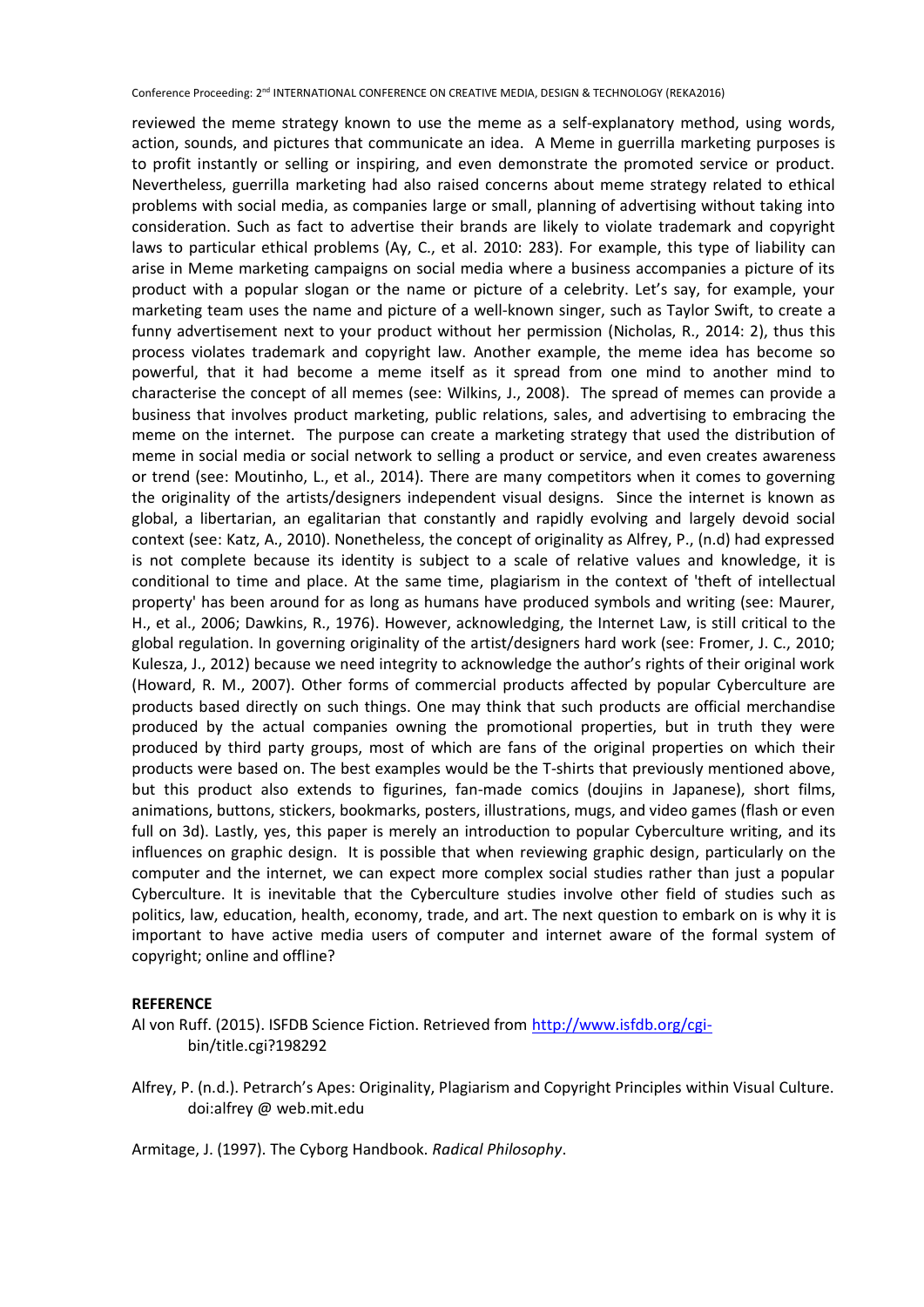reviewed the meme strategy known to use the meme as a self-explanatory method, using words, action, sounds, and pictures that communicate an idea. A Meme in guerrilla marketing purposes is to profit instantly or selling or inspiring, and even demonstrate the promoted service or product. Nevertheless, guerrilla marketing had also raised concerns about meme strategy related to ethical problems with social media, as companies large or small, planning of advertising without taking into consideration. Such as fact to advertise their brands are likely to violate trademark and copyright laws to particular ethical problems (Ay, C., et al. 2010: 283). For example, this type of liability can arise in Meme marketing campaigns on social media where a business accompanies a picture of its product with a popular slogan or the name or picture of a celebrity. Let's say, for example, your marketing team uses the name and picture of a well-known singer, such as Taylor Swift, to create a funny advertisement next to your product without her permission (Nicholas, R., 2014: 2), thus this process violates trademark and copyright law. Another example, the meme idea has become so powerful, that it had become a meme itself as it spread from one mind to another mind to characterise the concept of all memes (see: Wilkins, J., 2008). The spread of memes can provide a business that involves product marketing, public relations, sales, and advertising to embracing the meme on the internet. The purpose can create a marketing strategy that used the distribution of meme in social media or social network to selling a product or service, and even creates awareness or trend (see: Moutinho, L., et al., 2014). There are many competitors when it comes to governing the originality of the artists/designers independent visual designs. Since the internet is known as global, a libertarian, an egalitarian that constantly and rapidly evolving and largely devoid social context (see: Katz, A., 2010). Nonetheless, the concept of originality as Alfrey, P., (n.d) had expressed is not complete because its identity is subject to a scale of relative values and knowledge, it is conditional to time and place. At the same time, plagiarism in the context of 'theft of intellectual property' has been around for as long as humans have produced symbols and writing (see: Maurer, H., et al., 2006; Dawkins, R., 1976). However, acknowledging, the Internet Law, is still critical to the global regulation. In governing originality of the artist/designers hard work (see: Fromer, J. C., 2010; Kulesza, J., 2012) because we need integrity to acknowledge the author's rights of their original work (Howard, R. M., 2007). Other forms of commercial products affected by popular Cyberculture are products based directly on such things. One may think that such products are official merchandise produced by the actual companies owning the promotional properties, but in truth they were produced by third party groups, most of which are fans of the original properties on which their products were based on. The best examples would be the T-shirts that previously mentioned above, but this product also extends to figurines, fan-made comics (doujins in Japanese), short films, animations, buttons, stickers, bookmarks, posters, illustrations, mugs, and video games (flash or even full on 3d). Lastly, yes, this paper is merely an introduction to popular Cyberculture writing, and its influences on graphic design. It is possible that when reviewing graphic design, particularly on the computer and the internet, we can expect more complex social studies rather than just a popular Cyberculture. It is inevitable that the Cyberculture studies involve other field of studies such as politics, law, education, health, economy, trade, and art. The next question to embark on is why it is important to have active media users of computer and internet aware of the formal system of copyright; online and offline?

**REFERENCE**

Al von Ruff. (2015). ISFDB Science Fiction. Retrieved from http://www.isfdb.org/cgi-bin/title.cgi?198292

Alfrey, P. (n.d.). Petrarch's Apes: Originality, Plagiarism and Copyright Principles within Visual Culture. doi:alfrey @ web.mit.edu

Armitage, J. (1997). The Cyborg Handbook. *Radical Philosophy*.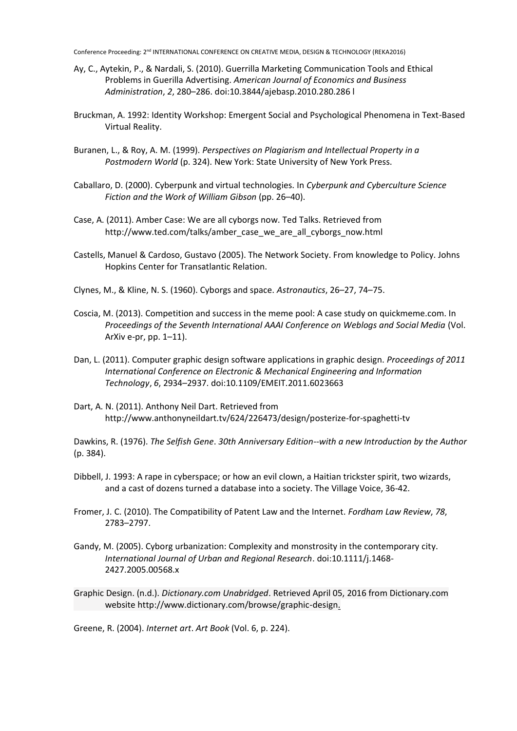Ay, C., Aytekin, P., & Nardali, S. (2010). Guerrilla Marketing Communication Tools and Ethical Problems in Guerilla Advertising. *American Journal of Economics and Business Administration*, *2*, 280–286. doi:10.3844/ajebasp.2010.280.286 l

Bruckman, A. 1992: Identity Workshop: Emergent Social and Psychological Phenomena in Text-Based Virtual Reality.

Buranen, L., & Roy, A. M. (1999). *Perspectives on Plagiarism and Intellectual Property in a Postmodern World* (p. 324). New York: State University of New York Press.

Caballaro, D. (2000). Cyberpunk and virtual technologies. In *Cyberpunk and Cyberculture Science Fiction and the Work of William Gibson* (pp. 26–40).

Case, A. (2011). Amber Case: We are all cyborgs now. Ted Talks. Retrieved from http://www.ted.com/talks/amber_case_we_are_all_cyborgs_now.html

Castells, Manuel & Cardoso, Gustavo (2005). The Network Society. From knowledge to Policy. Johns Hopkins Center for Transatlantic Relation.

Clynes, M., & Kline, N. S. (1960). Cyborgs and space. *Astronautics*, 26–27, 74–75.

Coscia, M. (2013). Competition and success in the meme pool: A case study on quickmeme.com. In *Proceedings of the Seventh International AAAI Conference on Weblogs and Social Media* (Vol. ArXiv e-pr, pp. 1–11).

Dan, L. (2011). Computer graphic design software applications in graphic design. *Proceedings of 2011 International Conference on Electronic & Mechanical Engineering and Information Technology*, *6*, 2934–2937. doi:10.1109/EMEIT.2011.6023663

Dart, A. N. (2011). Anthony Neil Dart. Retrieved from http://www.anthonyneildart.tv/624/226473/design/posterize-for-spaghetti-tv

Dawkins, R. (1976). *The Selfish Gene*. *30th Anniversary Edition--with a new Introduction by the Author* (p. 384).

Dibbell, J. 1993: A rape in cyberspace; or how an evil clown, a Haitian trickster spirit, two wizards, and a cast of dozens turned a database into a society. The Village Voice, 36-42.

Fromer, J. C. (2010). The Compatibility of Patent Law and the Internet. *Fordham Law Review*, *78*, 2783–2797.

Gandy, M. (2005). Cyborg urbanization: Complexity and monstrosity in the contemporary city. *International Journal of Urban and Regional Research*. doi:10.1111/j.1468-2427.2005.00568.x

Graphic Design. (n.d.). *Dictionary.com Unabridged*. Retrieved April 05, 2016 from Dictionary.com website http://www.dictionary.com/browse/graphic-design.

Greene, R. (2004). *Internet art*. *Art Book* (Vol. 6, p. 224).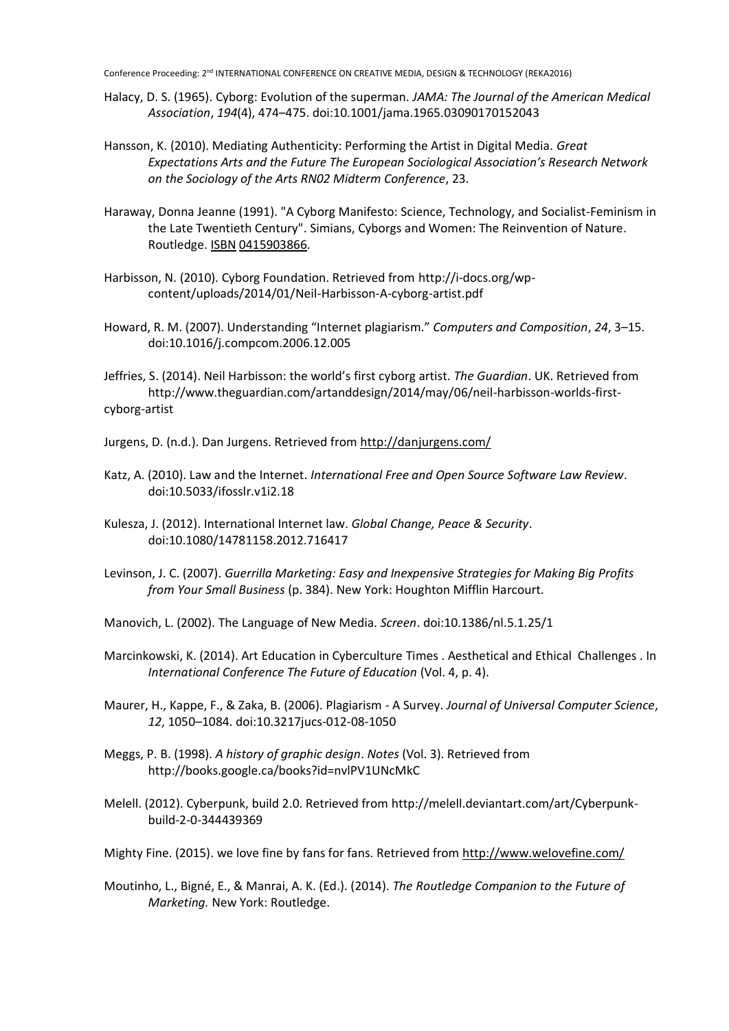Halacy, D. S. (1965). Cyborg: Evolution of the superman. *JAMA: The Journal of the American Medical Association*, *194*(4), 474–475. doi:10.1001/jama.1965.03090170152043

Hansson, K. (2010). Mediating Authenticity: Performing the Artist in Digital Media. *Great Expectations Arts and the Future The European Sociological Association's Research Network on the Sociology of the Arts RN02 Midterm Conference*, 23.

Haraway, Donna Jeanne (1991). "A Cyborg Manifesto: Science, Technology, and Socialist-Feminism in the Late Twentieth Century". Simians, Cyborgs and Women: The Reinvention of Nature. Routledge. ISBN 0415903866.

Harbisson, N. (2010). Cyborg Foundation. Retrieved from http://i-docs.org/wp-content/uploads/2014/01/Neil-Harbisson-A-cyborg-artist.pdf

Howard, R. M. (2007). Understanding "Internet plagiarism." *Computers and Composition*, *24*, 3–15. doi:10.1016/j.compcom.2006.12.005

Jeffries, S. (2014). Neil Harbisson: the world's first cyborg artist. *The Guardian*. UK. Retrieved from http://www.theguardian.com/artanddesign/2014/may/06/neil-harbisson-worlds-first-cyborg-artist

Jurgens, D. (n.d.). Dan Jurgens. Retrieved from http://danjurgens.com/

Katz, A. (2010). Law and the Internet. *International Free and Open Source Software Law Review*. doi:10.5033/ifosslr.v1i2.18

Kulesza, J. (2012). International Internet law. *Global Change, Peace & Security*. doi:10.1080/14781158.2012.716417

Levinson, J. C. (2007). *Guerrilla Marketing: Easy and Inexpensive Strategies for Making Big Profits from Your Small Business* (p. 384). New York: Houghton Mifflin Harcourt.

Manovich, L. (2002). The Language of New Media. *Screen*. doi:10.1386/nl.5.1.25/1

Marcinkowski, K. (2014). Art Education in Cyberculture Times . Aesthetical and Ethical Challenges . In *International Conference The Future of Education* (Vol. 4, p. 4).

Maurer, H., Kappe, F., & Zaka, B. (2006). Plagiarism - A Survey. *Journal of Universal Computer Science*, *12*, 1050–1084. doi:10.3217jucs-012-08-1050

Meggs, P. B. (1998). *A history of graphic design*. *Notes* (Vol. 3). Retrieved from http://books.google.ca/books?id=nvlPV1UNcMkC

Melell. (2012). Cyberpunk, build 2.0. Retrieved from http://melell.deviantart.com/art/Cyberpunk-build-2-0-344439369

Mighty Fine. (2015). we love fine by fans for fans. Retrieved from http://www.welovefine.com/

Moutinho, L., Bigné, E., & Manrai, A. K. (Ed.). (2014). *The Routledge Companion to the Future of Marketing.* New York: Routledge.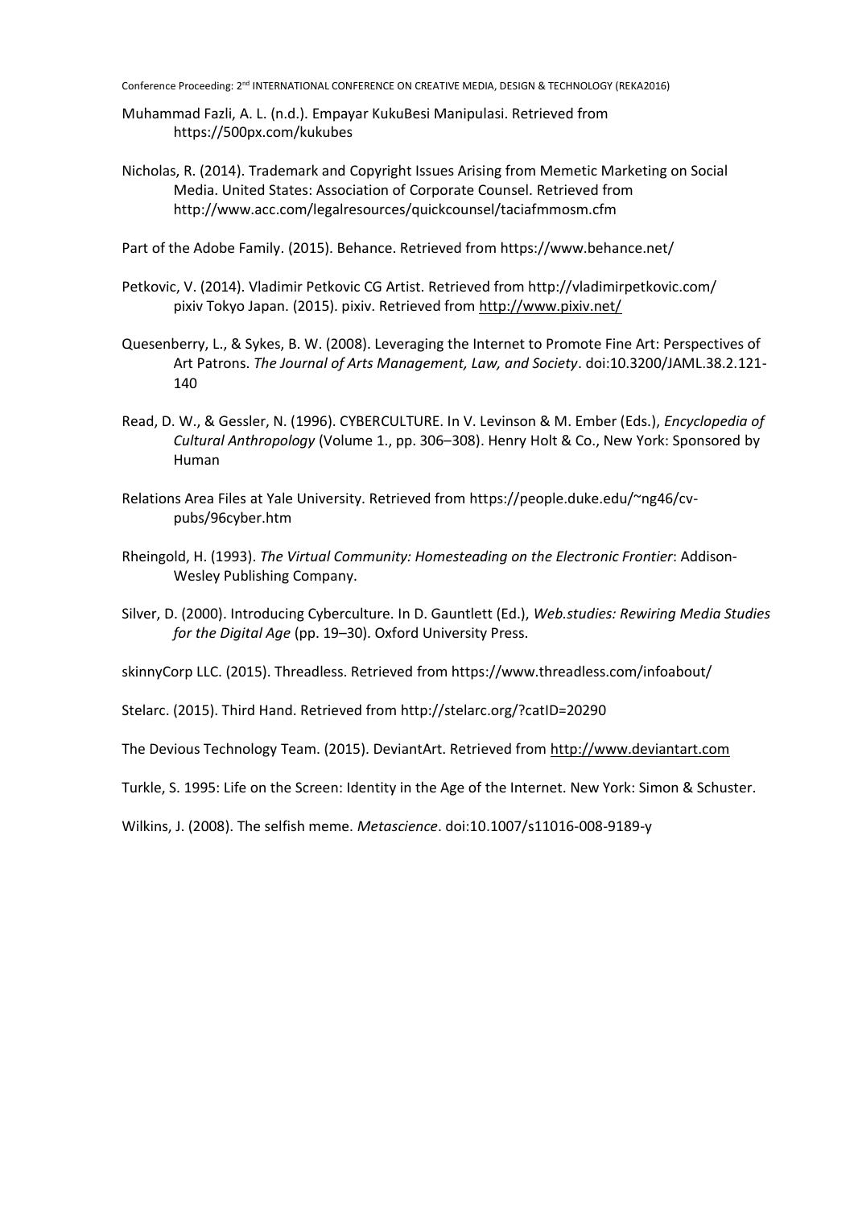Muhammad Fazli, A. L. (n.d.). Empayar KukuBesi Manipulasi. Retrieved from https://500px.com/kukubes

Nicholas, R. (2014). Trademark and Copyright Issues Arising from Memetic Marketing on Social Media. United States: Association of Corporate Counsel. Retrieved from http://www.acc.com/legalresources/quickcounsel/taciafmmosm.cfm

Part of the Adobe Family. (2015). Behance. Retrieved from https://www.behance.net/

Petkovic, V. (2014). Vladimir Petkovic CG Artist. Retrieved from http://vladimirpetkovic.com/ pixiv Tokyo Japan. (2015). pixiv. Retrieved from http://www.pixiv.net/

Quesenberry, L., & Sykes, B. W. (2008). Leveraging the Internet to Promote Fine Art: Perspectives of Art Patrons. *The Journal of Arts Management, Law, and Society*. doi:10.3200/JAML.38.2.121-140

Read, D. W., & Gessler, N. (1996). CYBERCULTURE. In V. Levinson & M. Ember (Eds.), *Encyclopedia of Cultural Anthropology* (Volume 1., pp. 306–308). Henry Holt & Co., New York: Sponsored by Human

Relations Area Files at Yale University. Retrieved from https://people.duke.edu/~ng46/cv-pubs/96cyber.htm

Rheingold, H. (1993). *The Virtual Community: Homesteading on the Electronic Frontier*: Addison-Wesley Publishing Company.

Silver, D. (2000). Introducing Cyberculture. In D. Gauntlett (Ed.), *Web.studies: Rewiring Media Studies for the Digital Age* (pp. 19–30). Oxford University Press.

skinnyCorp LLC. (2015). Threadless. Retrieved from https://www.threadless.com/infoabout/

Stelarc. (2015). Third Hand. Retrieved from http://stelarc.org/?catID=20290

The Devious Technology Team. (2015). DeviantArt. Retrieved from http://www.deviantart.com

Turkle, S. 1995: Life on the Screen: Identity in the Age of the Internet. New York: Simon & Schuster.

Wilkins, J. (2008). The selfish meme. *Metascience*. doi:10.1007/s11016-008-9189-y